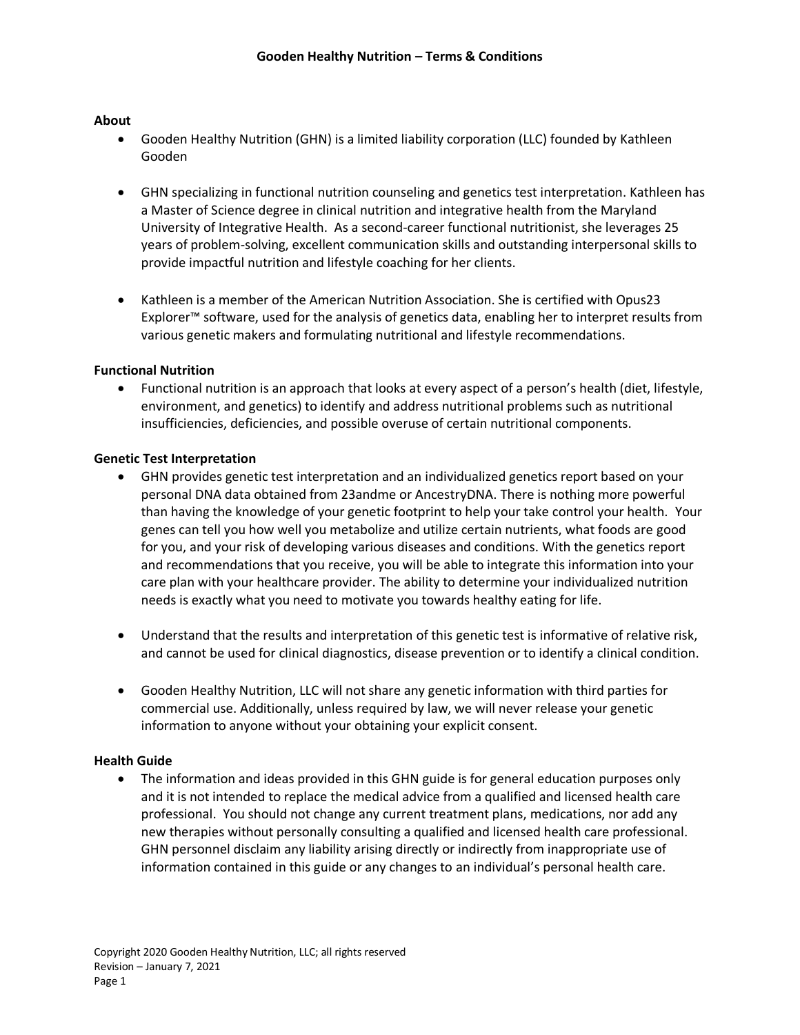# Gooden Healthy Nutrition – Terms & Conditions

## About

- Gooden Healthy Nutrition (GHN) is a limited liability corporation (LLC) founded by Kathleen Gooden

- GHN specializing in functional nutrition counseling and genetics test interpretation. Kathleen has a Master of Science degree in clinical nutrition and integrative health from the Maryland University of Integrative Health. As a second-career functional nutritionist, she leverages 25 years of problem-solving, excellent communication skills and outstanding interpersonal skills to provide impactful nutrition and lifestyle coaching for her clients.

- Kathleen is a member of the American Nutrition Association. She is certified with Opus23 Explorer™ software, used for the analysis of genetics data, enabling her to interpret results from various genetic makers and formulating nutritional and lifestyle recommendations.

## Functional Nutrition

- Functional nutrition is an approach that looks at every aspect of a person's health (diet, lifestyle, environment, and genetics) to identify and address nutritional problems such as nutritional insufficiencies, deficiencies, and possible overuse of certain nutritional components.

## Genetic Test Interpretation

- GHN provides genetic test interpretation and an individualized genetics report based on your personal DNA data obtained from 23andme or AncestryDNA. There is nothing more powerful than having the knowledge of your genetic footprint to help your take control your health. Your genes can tell you how well you metabolize and utilize certain nutrients, what foods are good for you, and your risk of developing various diseases and conditions. With the genetics report and recommendations that you receive, you will be able to integrate this information into your care plan with your healthcare provider. The ability to determine your individualized nutrition needs is exactly what you need to motivate you towards healthy eating for life.

- Understand that the results and interpretation of this genetic test is informative of relative risk, and cannot be used for clinical diagnostics, disease prevention or to identify a clinical condition.

- Gooden Healthy Nutrition, LLC will not share any genetic information with third parties for commercial use. Additionally, unless required by law, we will never release your genetic information to anyone without your obtaining your explicit consent.

## Health Guide

- The information and ideas provided in this GHN guide is for general education purposes only and it is not intended to replace the medical advice from a qualified and licensed health care professional. You should not change any current treatment plans, medications, nor add any new therapies without personally consulting a qualified and licensed health care professional. GHN personnel disclaim any liability arising directly or indirectly from inappropriate use of information contained in this guide or any changes to an individual's personal health care.

Copyright 2020 Gooden Healthy Nutrition, LLC; all rights reserved
Revision – January 7, 2021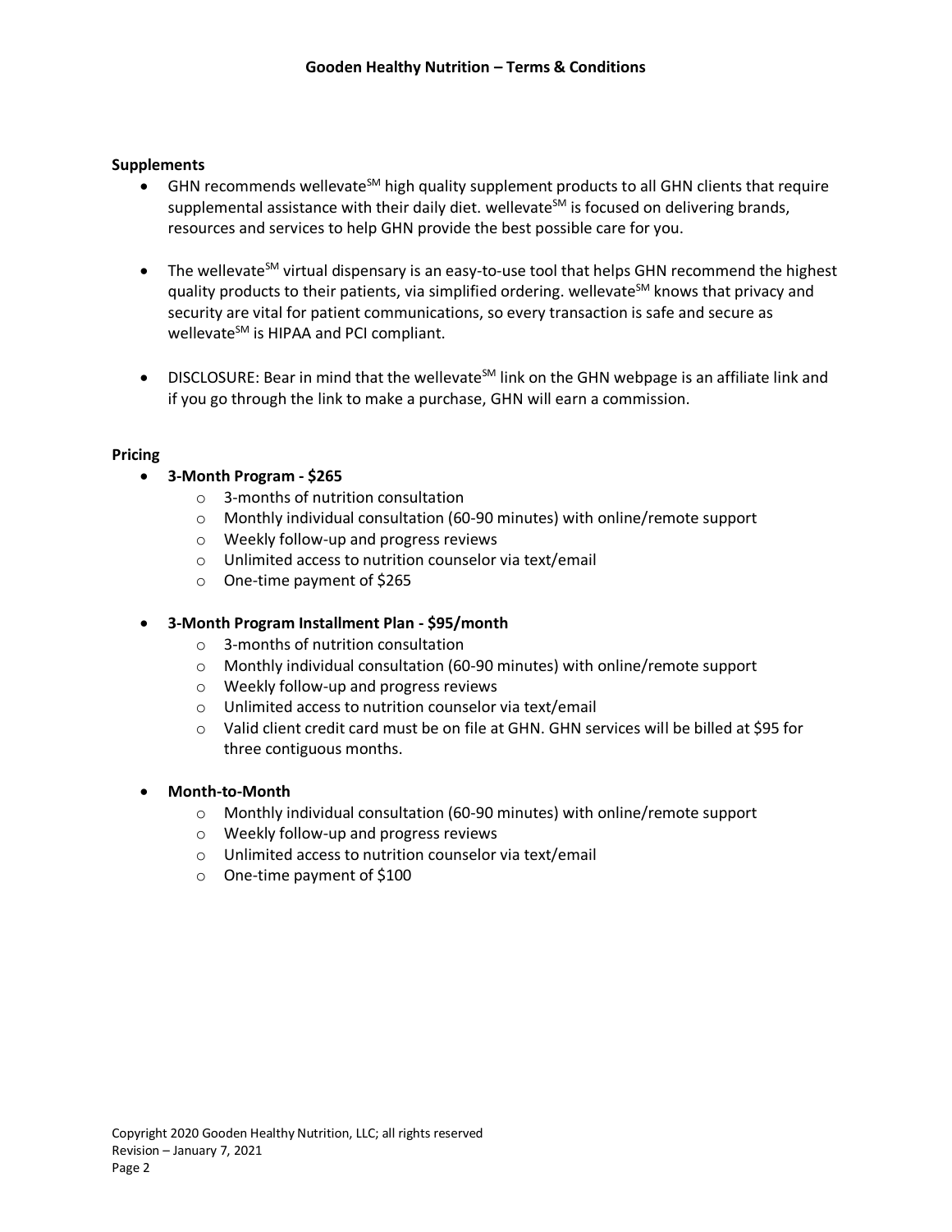### Supplements

- GHN recommends wellevate℠ high quality supplement products to all GHN clients that require supplemental assistance with their daily diet. wellevate℠ is focused on delivering brands, resources and services to help GHN provide the best possible care for you.
- The wellevate℠ virtual dispensary is an easy-to-use tool that helps GHN recommend the highest quality products to their patients, via simplified ordering. wellevate℠ knows that privacy and security are vital for patient communications, so every transaction is safe and secure as wellevate℠ is HIPAA and PCI compliant.
- DISCLOSURE: Bear in mind that the wellevate℠ link on the GHN webpage is an affiliate link and if you go through the link to make a purchase, GHN will earn a commission.

### Pricing

- **3-Month Program - $265**
  - 3-months of nutrition consultation
  - Monthly individual consultation (60-90 minutes) with online/remote support
  - Weekly follow-up and progress reviews
  - Unlimited access to nutrition counselor via text/email
  - One-time payment of $265
- **3-Month Program Installment Plan - $95/month**
  - 3-months of nutrition consultation
  - Monthly individual consultation (60-90 minutes) with online/remote support
  - Weekly follow-up and progress reviews
  - Unlimited access to nutrition counselor via text/email
  - Valid client credit card must be on file at GHN. GHN services will be billed at $95 for three contiguous months.
- **Month-to-Month**
  - Monthly individual consultation (60-90 minutes) with online/remote support
  - Weekly follow-up and progress reviews
  - Unlimited access to nutrition counselor via text/email
  - One-time payment of $100